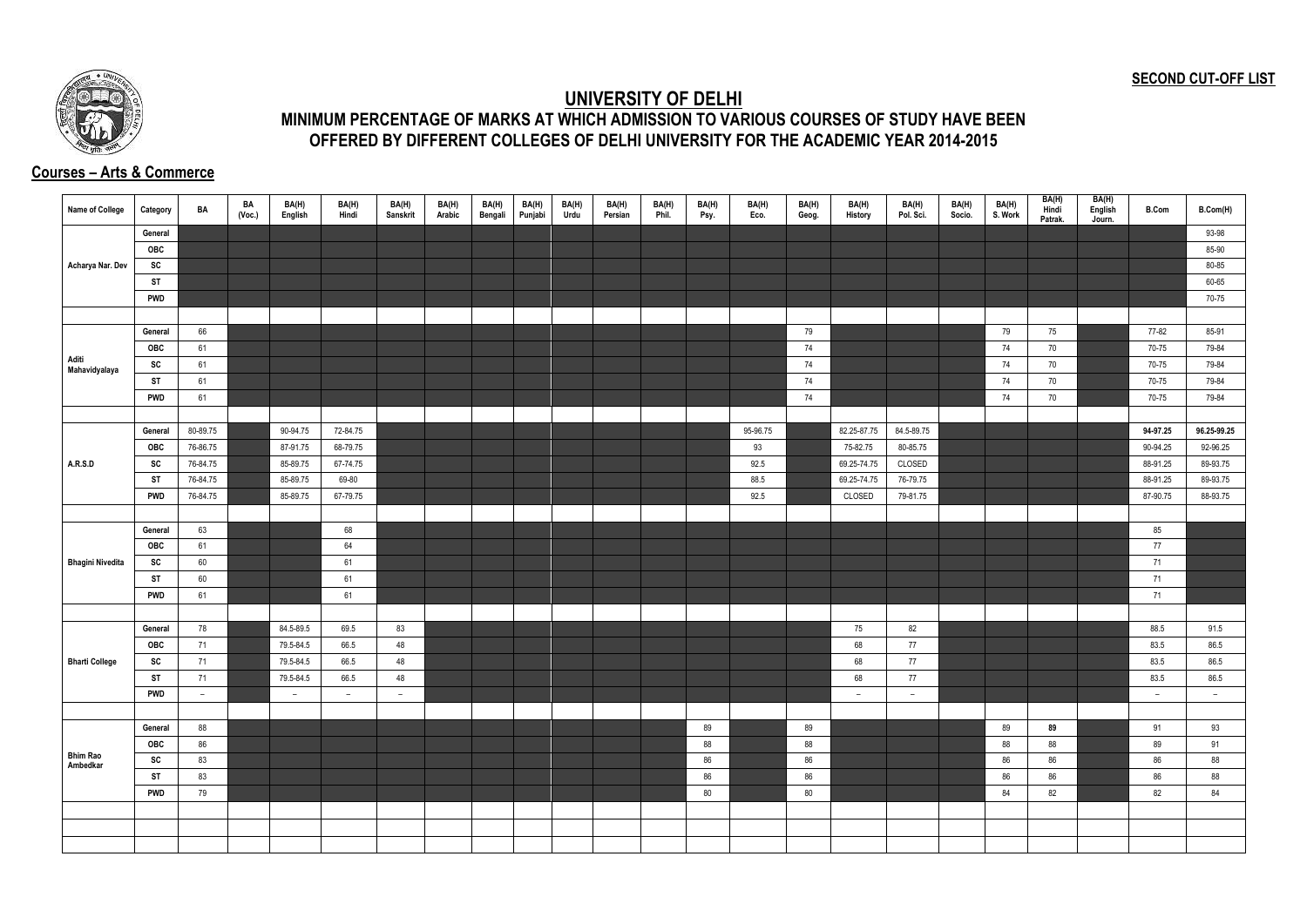**SECOND CUT-OFF LIST**

# UNIVERSITY OF DELHI

## MINIMUM PERCENTAGE OF MARKS AT WHICH ADMISSION TO VARIOUS COURSES OF STUDY HAVE BEEN OFFERED BY DIFFERENT COLLEGES OF DELHI UNIVERSITY FOR THE ACADEMIC YEAR 2014-2015

### Courses – Arts & Commerce

| Name of College | Category | BA | BA (Voc.) | BA(H) English | BA(H) Hindi | BA(H) Sanskrit | BA(H) Arabic | BA(H) Bengali | BA(H) Punjabi | BA(H) Urdu | BA(H) Persian | BA(H) Phil. | BA(H) Psy. | BA(H) Eco. | BA(H) Geog. | BA(H) History | BA(H) Pol. Sci. | BA(H) Socio. | BA(H) S. Work | BA(H) Hindi Patrak. | BA(H) English Journ. | B.Com | B.Com(H) |
|---|---|---|---|---|---|---|---|---|---|---|---|---|---|---|---|---|---|---|---|---|---|---|---|
| Acharya Nar. Dev | General | | | | | | | | | | | | | | | | | | | | | | 93-98 |
| | OBC | | | | | | | | | | | | | | | | | | | | | | 85-90 |
| | SC | | | | | | | | | | | | | | | | | | | | | | 80-85 |
| | ST | | | | | | | | | | | | | | | | | | | | | | 60-65 |
| | PWD | | | | | | | | | | | | | | | | | | | | | | 70-75 |
| | | | | | | | | | | | | | | | | | | | | | | | |
| Aditi Mahavidyalaya | General | 66 | | | | | | | | | | | | | 79 | | | | 79 | 75 | | 77-82 | 85-91 |
| | OBC | 61 | | | | | | | | | | | | | 74 | | | | 74 | 70 | | 70-75 | 79-84 |
| | SC | 61 | | | | | | | | | | | | | 74 | | | | 74 | 70 | | 70-75 | 79-84 |
| | ST | 61 | | | | | | | | | | | | | 74 | | | | 74 | 70 | | 70-75 | 79-84 |
| | PWD | 61 | | | | | | | | | | | | | 74 | | | | 74 | 70 | | 70-75 | 79-84 |
| | | | | | | | | | | | | | | | | | | | | | | | |
| A.R.S.D | General | 80-89.75 | | 90-94.75 | 72-84.75 | | | | | | | | | 95-96.75 | | 82.25-87.75 | 84.5-89.75 | | | | | **94-97.25** | **96.25-99.25** |
| | OBC | 76-86.75 | | 87-91.75 | 68-79.75 | | | | | | | | | 93 | | 75-82.75 | 80-85.75 | | | | | 90-94.25 | 92-96.25 |
| | SC | 76-84.75 | | 85-89.75 | 67-74.75 | | | | | | | | | 92.5 | | 69.25-74.75 | CLOSED | | | | | 88-91.25 | 89-93.75 |
| | ST | 76-84.75 | | 85-89.75 | 69-80 | | | | | | | | | 88.5 | | 69.25-74.75 | 76-79.75 | | | | | 88-91.25 | 89-93.75 |
| | PWD | 76-84.75 | | 85-89.75 | 67-79.75 | | | | | | | | | 92.5 | | CLOSED | 79-81.75 | | | | | 87-90.75 | 88-93.75 |
| | | | | | | | | | | | | | | | | | | | | | | | |
| Bhagini Nivedita | General | 63 | | | 68 | | | | | | | | | | | | | | | | | 85 | |
| | OBC | 61 | | | 64 | | | | | | | | | | | | | | | | | 77 | |
| | SC | 60 | | | 61 | | | | | | | | | | | | | | | | | 71 | |
| | ST | 60 | | | 61 | | | | | | | | | | | | | | | | | 71 | |
| | PWD | 61 | | | 61 | | | | | | | | | | | | | | | | | 71 | |
| | | | | | | | | | | | | | | | | | | | | | | | |
| Bharti College | General | 78 | | 84.5-89.5 | 69.5 | 83 | | | | | | | | | | 75 | 82 | | | | | 88.5 | 91.5 |
| | OBC | 71 | | 79.5-84.5 | 66.5 | 48 | | | | | | | | | | 68 | 77 | | | | | 83.5 | 86.5 |
| | SC | 71 | | 79.5-84.5 | 66.5 | 48 | | | | | | | | | | 68 | 77 | | | | | 83.5 | 86.5 |
| | ST | 71 | | 79.5-84.5 | 66.5 | 48 | | | | | | | | | | 68 | 77 | | | | | 83.5 | 86.5 |
| | PWD | – | | – | – | – | | | | | | | | | | – | – | | | | | – | – |
| | | | | | | | | | | | | | | | | | | | | | | | |
| Bhim Rao Ambedkar | General | 88 | | | | | | | | | | | 89 | | 89 | | | | 89 | **89** | | 91 | 93 |
| | OBC | 86 | | | | | | | | | | | 88 | | 88 | | | | 88 | 88 | | 89 | 91 |
| | SC | 83 | | | | | | | | | | | 86 | | 86 | | | | 86 | 86 | | 86 | 88 |
| | ST | 83 | | | | | | | | | | | 86 | | 86 | | | | 86 | 86 | | 86 | 88 |
| | PWD | 79 | | | | | | | | | | | 80 | | 80 | | | | 84 | 82 | | 82 | 84 |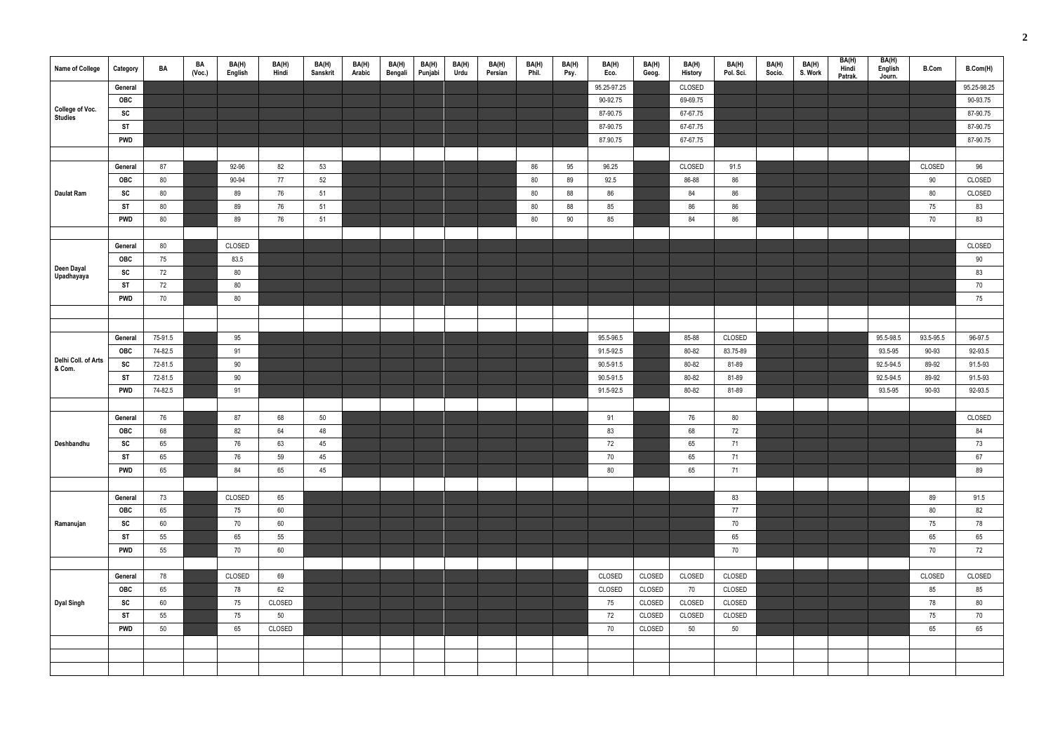| Name of College | Category | BA | BA (Voc.) | BA(H) English | BA(H) Hindi | BA(H) Sanskrit | BA(H) Arabic | BA(H) Bengali | BA(H) Punjabi | BA(H) Urdu | BA(H) Persian | BA(H) Phil. | BA(H) Psy. | BA(H) Eco. | BA(H) Geog. | BA(H) History | BA(H) Pol. Sci. | BA(H) Socio. | BA(H) S. Work | BA(H) Hindi Patrak. | BA(H) English Journ. | B.Com | B.Com(H) |
|---|---|---|---|---|---|---|---|---|---|---|---|---|---|---|---|---|---|---|---|---|---|---|---|
| College of Voc. Studies | General | | | | | | | | | | | | | 95.25-97.25 | | CLOSED | | | | | | | 95.25-98.25 |
| | OBC | | | | | | | | | | | | | 90-92.75 | | 69-69.75 | | | | | | | 90-93.75 |
| | SC | | | | | | | | | | | | | 87-90.75 | | 67-67.75 | | | | | | | 87-90.75 |
| | ST | | | | | | | | | | | | | 87-90.75 | | 67-67.75 | | | | | | | 87-90.75 |
| | PWD | | | | | | | | | | | | | 87.90.75 | | 67-67.75 | | | | | | | 87-90.75 |
| Daulat Ram | General | 87 | | 92-96 | 82 | 53 | | | | | | 86 | 95 | 96.25 | | CLOSED | 91.5 | | | | | CLOSED | 96 |
| | OBC | 80 | | 90-94 | 77 | 52 | | | | | | 80 | 89 | 92.5 | | 86-88 | 86 | | | | | 90 | CLOSED |
| | SC | 80 | | 89 | 76 | 51 | | | | | | 80 | 88 | 86 | | 84 | 86 | | | | | 80 | CLOSED |
| | ST | 80 | | 89 | 76 | 51 | | | | | | 80 | 88 | 85 | | 86 | 86 | | | | | 75 | 83 |
| | PWD | 80 | | 89 | 76 | 51 | | | | | | 80 | 90 | 85 | | 84 | 86 | | | | | 70 | 83 |
| Deen Dayal Upadhayaya | General | 80 | | CLOSED | | | | | | | | | | | | | | | | | | | CLOSED |
| | OBC | 75 | | 83.5 | | | | | | | | | | | | | | | | | | | 90 |
| | SC | 72 | | 80 | | | | | | | | | | | | | | | | | | | 83 |
| | ST | 72 | | 80 | | | | | | | | | | | | | | | | | | | 70 |
| | PWD | 70 | | 80 | | | | | | | | | | | | | | | | | | | 75 |
| Delhi Coll. of Arts & Com. | General | 75-91.5 | | 95 | | | | | | | | | | 95.5-96.5 | | 85-88 | CLOSED | | | | 95.5-98.5 | 93.5-95.5 | 96-97.5 |
| | OBC | 74-82.5 | | 91 | | | | | | | | | | 91.5-92.5 | | 80-82 | 83.75-89 | | | | 93.5-95 | 90-93 | 92-93.5 |
| | SC | 72-81.5 | | 90 | | | | | | | | | | 90.5-91.5 | | 80-82 | 81-89 | | | | 92.5-94.5 | 89-92 | 91.5-93 |
| | ST | 72-81.5 | | 90 | | | | | | | | | | 90.5-91.5 | | 80-82 | 81-89 | | | | 92.5-94.5 | 89-92 | 91.5-93 |
| | PWD | 74-82.5 | | 91 | | | | | | | | | | 91.5-92.5 | | 80-82 | 81-89 | | | | 93.5-95 | 90-93 | 92-93.5 |
| Deshbandhu | General | 76 | | 87 | 68 | 50 | | | | | | | | 91 | | 76 | 80 | | | | | | CLOSED |
| | OBC | 68 | | 82 | 64 | 48 | | | | | | | | 83 | | 68 | 72 | | | | | | 84 |
| | SC | 65 | | 76 | 63 | 45 | | | | | | | | 72 | | 65 | 71 | | | | | | 73 |
| | ST | 65 | | 76 | 59 | 45 | | | | | | | | 70 | | 65 | 71 | | | | | | 67 |
| | PWD | 65 | | 84 | 65 | 45 | | | | | | | | 80 | | 65 | 71 | | | | | | 89 |
| Ramanujan | General | 73 | | CLOSED | 65 | | | | | | | | | | | | 83 | | | | | 89 | 91.5 |
| | OBC | 65 | | 75 | 60 | | | | | | | | | | | | 77 | | | | | 80 | 82 |
| | SC | 60 | | 70 | 60 | | | | | | | | | | | | 70 | | | | | 75 | 78 |
| | ST | 55 | | 65 | 55 | | | | | | | | | | | | 65 | | | | | 65 | 65 |
| | PWD | 55 | | 70 | 60 | | | | | | | | | | | | 70 | | | | | 70 | 72 |
| Dyal Singh | General | 78 | | CLOSED | 69 | | | | | | | | | CLOSED | CLOSED | CLOSED | CLOSED | | | | | CLOSED | CLOSED |
| | OBC | 65 | | 78 | 62 | | | | | | | | | CLOSED | CLOSED | 70 | CLOSED | | | | | 85 | 85 |
| | SC | 60 | | 75 | CLOSED | | | | | | | | | 75 | CLOSED | CLOSED | CLOSED | | | | | 78 | 80 |
| | ST | 55 | | 75 | 50 | | | | | | | | | 72 | CLOSED | CLOSED | CLOSED | | | | | 75 | 70 |
| | PWD | 50 | | 65 | CLOSED | | | | | | | | | 70 | CLOSED | 50 | 50 | | | | | 65 | 65 |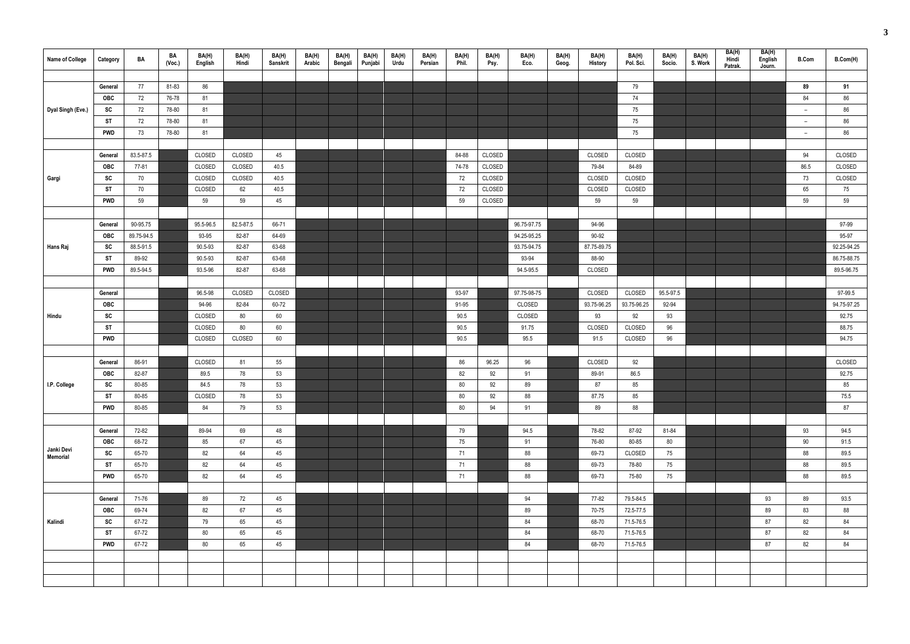| Name of College | Category | BA | BA (Voc.) | BA(H) English | BA(H) Hindi | BA(H) Sanskrit | BA(H) Arabic | BA(H) Bengali | BA(H) Punjabi | BA(H) Urdu | BA(H) Persian | BA(H) Phil. | BA(H) Psy. | BA(H) Eco. | BA(H) Geog. | BA(H) History | BA(H) Pol. Sci. | BA(H) Socio. | BA(H) S. Work | BA(H) Hindi Patrak. | BA(H) English Journ. | B.Com | B.Com(H) |
|---|---|---|---|---|---|---|---|---|---|---|---|---|---|---|---|---|---|---|---|---|---|---|---|
| Dyal Singh (Eve.) | General | 77 | 81-83 | 86 | | | | | | | | | | | | | 79 | | | | | 89 | 91 |
| | OBC | 72 | 76-78 | 81 | | | | | | | | | | | | | 74 | | | | | 84 | 86 |
| | SC | 72 | 78-80 | 81 | | | | | | | | | | | | | 75 | | | | | – | 86 |
| | ST | 72 | 78-80 | 81 | | | | | | | | | | | | | 75 | | | | | – | 86 |
| | PWD | 73 | 78-80 | 81 | | | | | | | | | | | | | 75 | | | | | – | 86 |
| Gargi | General | 83.5-87.5 | | CLOSED | CLOSED | 45 | | | | | | 84-88 | CLOSED | | | CLOSED | CLOSED | | | | | 94 | CLOSED |
| | OBC | 77-81 | | CLOSED | CLOSED | 40.5 | | | | | | 74-78 | CLOSED | | | 79-84 | 84-89 | | | | | 86.5 | CLOSED |
| | SC | 70 | | CLOSED | CLOSED | 40.5 | | | | | | 72 | CLOSED | | | CLOSED | CLOSED | | | | | 73 | CLOSED |
| | ST | 70 | | CLOSED | 62 | 40.5 | | | | | | 72 | CLOSED | | | CLOSED | CLOSED | | | | | 65 | 75 |
| | PWD | 59 | | 59 | 59 | 45 | | | | | | 59 | CLOSED | | | 59 | 59 | | | | | 59 | 59 |
| Hans Raj | General | 90-95.75 | | 95.5-96.5 | 82.5-87.5 | 66-71 | | | | | | | | 96.75-97.75 | | 94-96 | | | | | | | 97-99 |
| | OBC | 89.75-94.5 | | 93-95 | 82-87 | 64-69 | | | | | | | | 94.25-95.25 | | 90-92 | | | | | | | 95-97 |
| | SC | 88.5-91.5 | | 90.5-93 | 82-87 | 63-68 | | | | | | | | 93.75-94.75 | | 87.75-89.75 | | | | | | | 92.25-94.25 |
| | ST | 89-92 | | 90.5-93 | 82-87 | 63-68 | | | | | | | | 93-94 | | 88-90 | | | | | | | 86.75-88.75 |
| | PWD | 89.5-94.5 | | 93.5-96 | 82-87 | 63-68 | | | | | | | | 94.5-95.5 | | CLOSED | | | | | | | 89.5-96.75 |
| Hindu | General | | | 96.5-98 | CLOSED | CLOSED | | | | | | 93-97 | | 97.75-98-75 | | CLOSED | CLOSED | 95.5-97.5 | | | | | 97-99.5 |
| | OBC | | | 94-96 | 82-84 | 60-72 | | | | | | 91-95 | | CLOSED | | 93.75-96.25 | 93.75-96.25 | 92-94 | | | | | 94.75-97.25 |
| | SC | | | CLOSED | 80 | 60 | | | | | | 90.5 | | CLOSED | | 93 | 92 | 93 | | | | | 92.75 |
| | ST | | | CLOSED | 80 | 60 | | | | | | 90.5 | | 91.75 | | CLOSED | CLOSED | 96 | | | | | 88.75 |
| | PWD | | | CLOSED | CLOSED | 60 | | | | | | 90.5 | | 95.5 | | 91.5 | CLOSED | 96 | | | | | 94.75 |
| I.P. College | General | 86-91 | | CLOSED | 81 | 55 | | | | | | 86 | 96.25 | 96 | | CLOSED | 92 | | | | | | CLOSED |
| | OBC | 82-87 | | 89.5 | 78 | 53 | | | | | | 82 | 92 | 91 | | 89-91 | 86.5 | | | | | | 92.75 |
| | SC | 80-85 | | 84.5 | 78 | 53 | | | | | | 80 | 92 | 89 | | 87 | 85 | | | | | | 85 |
| | ST | 80-85 | | CLOSED | 78 | 53 | | | | | | 80 | 92 | 88 | | 87.75 | 85 | | | | | | 75.5 |
| | PWD | 80-85 | | 84 | 79 | 53 | | | | | | 80 | 94 | 91 | | 89 | 88 | | | | | | 87 |
| Janki Devi Memorial | General | 72-82 | | 89-94 | 69 | 48 | | | | | | 79 | | 94.5 | | 78-82 | 87-92 | 81-84 | | | | 93 | 94.5 |
| | OBC | 68-72 | | 85 | 67 | 45 | | | | | | 75 | | 91 | | 76-80 | 80-85 | 80 | | | | 90 | 91.5 |
| | SC | 65-70 | | 82 | 64 | 45 | | | | | | 71 | | 88 | | 69-73 | CLOSED | 75 | | | | 88 | 89.5 |
| | ST | 65-70 | | 82 | 64 | 45 | | | | | | 71 | | 88 | | 69-73 | 78-80 | 75 | | | | 88 | 89.5 |
| | PWD | 65-70 | | 82 | 64 | 45 | | | | | | 71 | | 88 | | 69-73 | 75-80 | 75 | | | | 88 | 89.5 |
| Kalindi | General | 71-76 | | 89 | 72 | 45 | | | | | | | | 94 | | 77-82 | 79.5-84.5 | | | | 93 | 89 | 93.5 |
| | OBC | 69-74 | | 82 | 67 | 45 | | | | | | | | 89 | | 70-75 | 72.5-77.5 | | | | 89 | 83 | 88 |
| | SC | 67-72 | | 79 | 65 | 45 | | | | | | | | 84 | | 68-70 | 71.5-76.5 | | | | 87 | 82 | 84 |
| | ST | 67-72 | | 80 | 65 | 45 | | | | | | | | 84 | | 68-70 | 71.5-76.5 | | | | 87 | 82 | 84 |
| | PWD | 67-72 | | 80 | 65 | 45 | | | | | | | | 84 | | 68-70 | 71.5-76.5 | | | | 87 | 82 | 84 |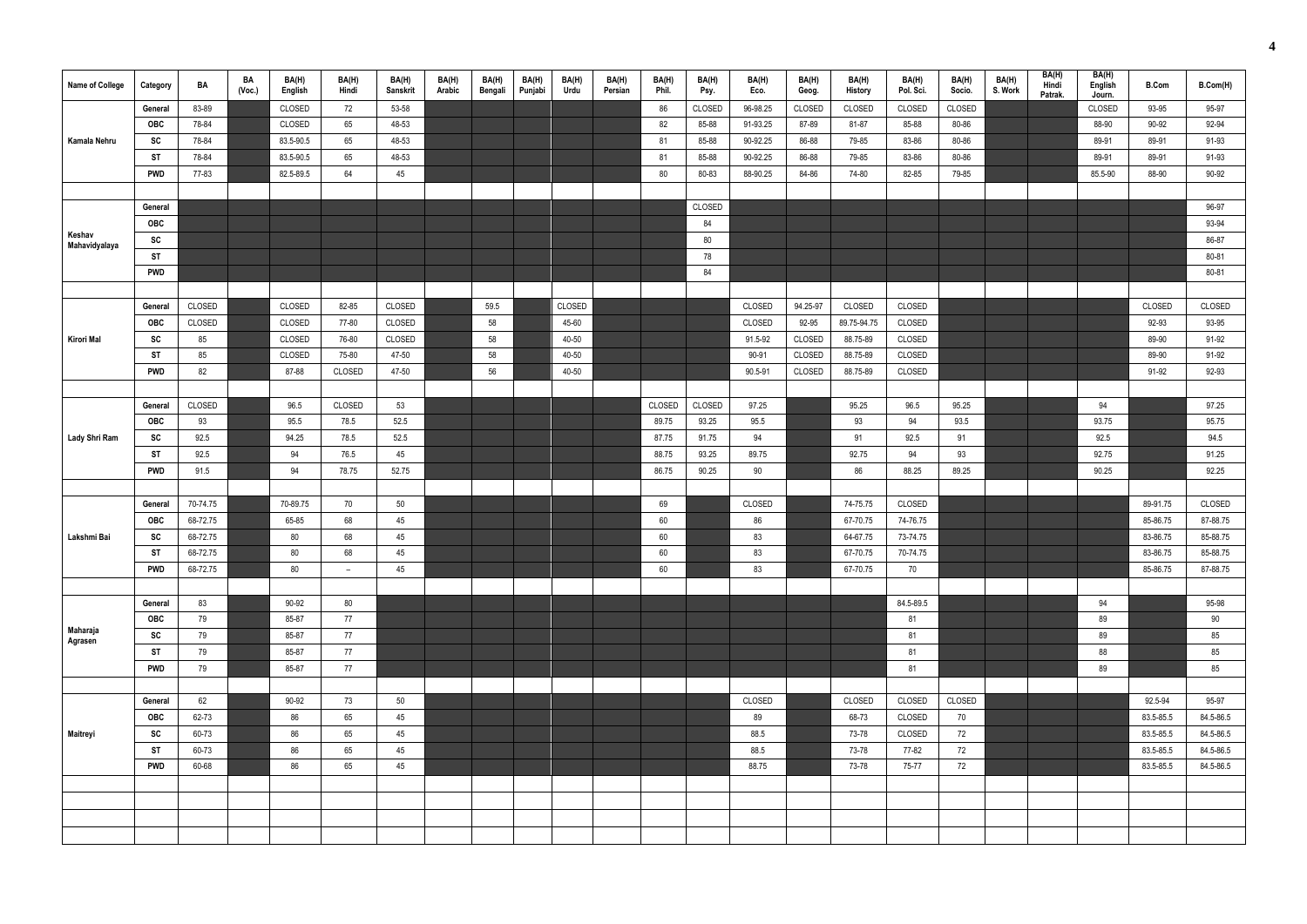| Name of College | Category | BA | BA (Voc.) | BA(H) English | BA(H) Hindi | BA(H) Sanskrit | BA(H) Arabic | BA(H) Bengali | BA(H) Punjabi | BA(H) Urdu | BA(H) Persian | BA(H) Phil. | BA(H) Psy. | BA(H) Eco. | BA(H) Geog. | BA(H) History | BA(H) Pol. Sci. | BA(H) Socio. | BA(H) S. Work | BA(H) Hindi Patrak. | BA(H) English Journ. | B.Com | B.Com(H) |
|---|---|---|---|---|---|---|---|---|---|---|---|---|---|---|---|---|---|---|---|---|---|---|---|
| Kamala Nehru | General | 83-89 | | CLOSED | 72 | 53-58 | | | | | | 86 | CLOSED | 96-98.25 | CLOSED | CLOSED | CLOSED | CLOSED | | | CLOSED | 93-95 | 95-97 |
| | OBC | 78-84 | | CLOSED | 65 | 48-53 | | | | | | 82 | 85-88 | 91-93.25 | 87-89 | 81-87 | 85-88 | 80-86 | | | 88-90 | 90-92 | 92-94 |
| | SC | 78-84 | | 83.5-90.5 | 65 | 48-53 | | | | | | 81 | 85-88 | 90-92.25 | 86-88 | 79-85 | 83-86 | 80-86 | | | 89-91 | 89-91 | 91-93 |
| | ST | 78-84 | | 83.5-90.5 | 65 | 48-53 | | | | | | 81 | 85-88 | 90-92.25 | 86-88 | 79-85 | 83-86 | 80-86 | | | 89-91 | 89-91 | 91-93 |
| | PWD | 77-83 | | 82.5-89.5 | 64 | 45 | | | | | | 80 | 80-83 | 88-90.25 | 84-86 | 74-80 | 82-85 | 79-85 | | | 85.5-90 | 88-90 | 90-92 |
| | | | | | | | | | | | | | | | | | | | | | | | |
| Keshav Mahavidyalaya | General | | | | | | | | | | | | CLOSED | | | | | | | | | | 96-97 |
| | OBC | | | | | | | | | | | | 84 | | | | | | | | | | 93-94 |
| | SC | | | | | | | | | | | | 80 | | | | | | | | | | 86-87 |
| | ST | | | | | | | | | | | | 78 | | | | | | | | | | 80-81 |
| | PWD | | | | | | | | | | | | 84 | | | | | | | | | | 80-81 |
| | | | | | | | | | | | | | | | | | | | | | | | |
| Kirori Mal | General | CLOSED | | CLOSED | 82-85 | CLOSED | | 59.5 | | CLOSED | | | | CLOSED | 94.25-97 | CLOSED | CLOSED | | | | | CLOSED | CLOSED |
| | OBC | CLOSED | | CLOSED | 77-80 | CLOSED | | 58 | | 45-60 | | | | CLOSED | 92-95 | 89.75-94.75 | CLOSED | | | | | 92-93 | 93-95 |
| | SC | 85 | | CLOSED | 76-80 | CLOSED | | 58 | | 40-50 | | | | 91.5-92 | CLOSED | 88.75-89 | CLOSED | | | | | 89-90 | 91-92 |
| | ST | 85 | | CLOSED | 75-80 | 47-50 | | 58 | | 40-50 | | | | 90-91 | CLOSED | 88.75-89 | CLOSED | | | | | 89-90 | 91-92 |
| | PWD | 82 | | 87-88 | CLOSED | 47-50 | | 56 | | 40-50 | | | | 90.5-91 | CLOSED | 88.75-89 | CLOSED | | | | | 91-92 | 92-93 |
| | | | | | | | | | | | | | | | | | | | | | | | |
| Lady Shri Ram | General | CLOSED | | 96.5 | CLOSED | 53 | | | | | | CLOSED | CLOSED | 97.25 | | 95.25 | 96.5 | 95.25 | | | 94 | | 97.25 |
| | OBC | 93 | | 95.5 | 78.5 | 52.5 | | | | | | 89.75 | 93.25 | 95.5 | | 93 | 94 | 93.5 | | | 93.75 | | 95.75 |
| | SC | 92.5 | | 94.25 | 78.5 | 52.5 | | | | | | 87.75 | 91.75 | 94 | | 91 | 92.5 | 91 | | | 92.5 | | 94.5 |
| | ST | 92.5 | | 94 | 76.5 | 45 | | | | | | 88.75 | 93.25 | 89.75 | | 92.75 | 94 | 93 | | | 92.75 | | 91.25 |
| | PWD | 91.5 | | 94 | 78.75 | 52.75 | | | | | | 86.75 | 90.25 | 90 | | 86 | 88.25 | 89.25 | | | 90.25 | | 92.25 |
| | | | | | | | | | | | | | | | | | | | | | | | |
| Lakshmi Bai | General | 70-74.75 | | 70-89.75 | 70 | 50 | | | | | | 69 | | CLOSED | | 74-75.75 | CLOSED | | | | | 89-91.75 | CLOSED |
| | OBC | 68-72.75 | | 65-85 | 68 | 45 | | | | | | 60 | | 86 | | 67-70.75 | 74-76.75 | | | | | 85-86.75 | 87-88.75 |
| | SC | 68-72.75 | | 80 | 68 | 45 | | | | | | 60 | | 83 | | 64-67.75 | 73-74.75 | | | | | 83-86.75 | 85-88.75 |
| | ST | 68-72.75 | | 80 | 68 | 45 | | | | | | 60 | | 83 | | 67-70.75 | 70-74.75 | | | | | 83-86.75 | 85-88.75 |
| | PWD | 68-72.75 | | 80 | – | 45 | | | | | | 60 | | 83 | | 67-70.75 | 70 | | | | | 85-86.75 | 87-88.75 |
| | | | | | | | | | | | | | | | | | | | | | | | |
| Maharaja Agrasen | General | 83 | | 90-92 | 80 | | | | | | | | | | | | 84.5-89.5 | | | | 94 | | 95-98 |
| | OBC | 79 | | 85-87 | 77 | | | | | | | | | | | | 81 | | | | 89 | | 90 |
| | SC | 79 | | 85-87 | 77 | | | | | | | | | | | | 81 | | | | 89 | | 85 |
| | ST | 79 | | 85-87 | 77 | | | | | | | | | | | | 81 | | | | 88 | | 85 |
| | PWD | 79 | | 85-87 | 77 | | | | | | | | | | | | 81 | | | | 89 | | 85 |
| | | | | | | | | | | | | | | | | | | | | | | | |
| Maitreyi | General | 62 | | 90-92 | 73 | 50 | | | | | | | | CLOSED | | CLOSED | CLOSED | CLOSED | | | | 92.5-94 | 95-97 |
| | OBC | 62-73 | | 86 | 65 | 45 | | | | | | | | 89 | | 68-73 | CLOSED | 70 | | | | 83.5-85.5 | 84.5-86.5 |
| | SC | 60-73 | | 86 | 65 | 45 | | | | | | | | 88.5 | | 73-78 | CLOSED | 72 | | | | 83.5-85.5 | 84.5-86.5 |
| | ST | 60-73 | | 86 | 65 | 45 | | | | | | | | 88.5 | | 73-78 | 77-82 | 72 | | | | 83.5-85.5 | 84.5-86.5 |
| | PWD | 60-68 | | 86 | 65 | 45 | | | | | | | | 88.75 | | 73-78 | 75-77 | 72 | | | | 83.5-85.5 | 84.5-86.5 |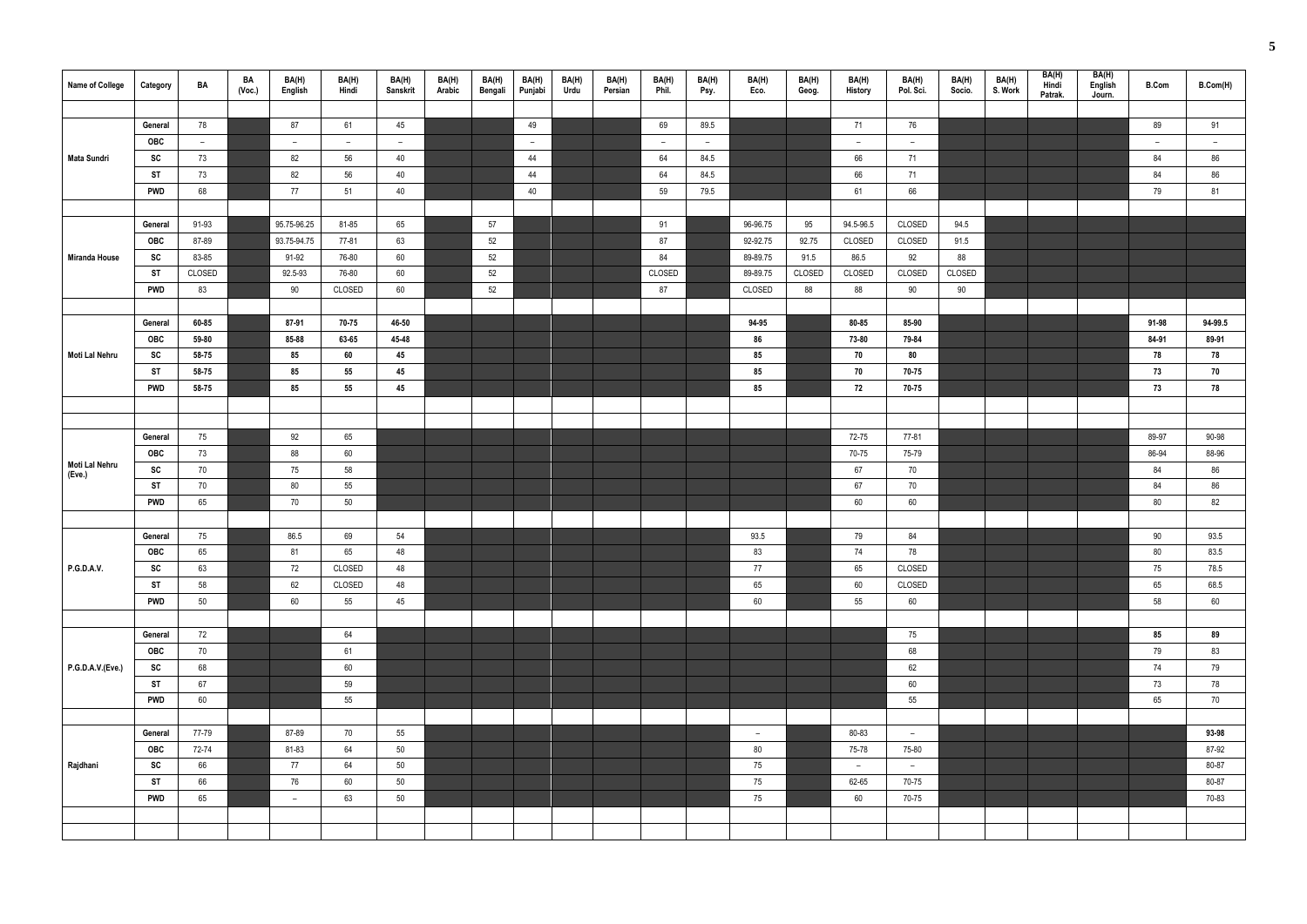| Name of College | Category | BA | BA (Voc.) | BA(H) English | BA(H) Hindi | BA(H) Sanskrit | BA(H) Arabic | BA(H) Bengali | BA(H) Punjabi | BA(H) Urdu | BA(H) Persian | BA(H) Phil. | BA(H) Psy. | BA(H) Eco. | BA(H) Geog. | BA(H) History | BA(H) Pol. Sci. | BA(H) Socio. | BA(H) S. Work | BA(H) Hindi Patrak. | BA(H) English Journ. | B.Com | B.Com(H) |
|---|---|---|---|---|---|---|---|---|---|---|---|---|---|---|---|---|---|---|---|---|---|---|---|
| | | | | | | | | | | | | | | | | | | | | | | | |
| Mata Sundri | General | 78 | | 87 | 61 | 45 | | | 49 | | | 69 | 89.5 | | | 71 | 76 | | | | | 89 | 91 |
| | OBC | – | | – | – | – | | | – | | | – | – | | | – | – | | | | | – | – |
| | SC | 73 | | 82 | 56 | 40 | | | 44 | | | 64 | 84.5 | | | 66 | 71 | | | | | 84 | 86 |
| | ST | 73 | | 82 | 56 | 40 | | | 44 | | | 64 | 84.5 | | | 66 | 71 | | | | | 84 | 86 |
| | PWD | 68 | | 77 | 51 | 40 | | | 40 | | | 59 | 79.5 | | | 61 | 66 | | | | | 79 | 81 |
| | | | | | | | | | | | | | | | | | | | | | | | |
| Miranda House | General | 91-93 | | 95.75-96.25 | 81-85 | 65 | | 57 | | | | 91 | | 96-96.75 | 95 | 94.5-96.5 | CLOSED | 94.5 | | | | | |
| | OBC | 87-89 | | 93.75-94.75 | 77-81 | 63 | | 52 | | | | 87 | | 92-92.75 | 92.75 | CLOSED | CLOSED | 91.5 | | | | | |
| | SC | 83-85 | | 91-92 | 76-80 | 60 | | 52 | | | | 84 | | 89-89.75 | 91.5 | 86.5 | 92 | 88 | | | | | |
| | ST | CLOSED | | 92.5-93 | 76-80 | 60 | | 52 | | | | CLOSED | | 89-89.75 | CLOSED | CLOSED | CLOSED | CLOSED | | | | | |
| | PWD | 83 | | 90 | CLOSED | 60 | | 52 | | | | 87 | | CLOSED | 88 | 88 | 90 | 90 | | | | | |
| | | | | | | | | | | | | | | | | | | | | | | | |
| Moti Lal Nehru | General | 60-85 | | 87-91 | 70-75 | 46-50 | | | | | | | | 94-95 | | 80-85 | 85-90 | | | | | 91-98 | 94-99.5 |
| | OBC | 59-80 | | 85-88 | 63-65 | 45-48 | | | | | | | | 86 | | 73-80 | 79-84 | | | | | 84-91 | 89-91 |
| | SC | 58-75 | | 85 | 60 | 45 | | | | | | | | 85 | | 70 | 80 | | | | | 78 | 78 |
| | ST | 58-75 | | 85 | 55 | 45 | | | | | | | | 85 | | 70 | 70-75 | | | | | 73 | 70 |
| | PWD | 58-75 | | 85 | 55 | 45 | | | | | | | | 85 | | 72 | 70-75 | | | | | 73 | 78 |
| | | | | | | | | | | | | | | | | | | | | | | | |
| | | | | | | | | | | | | | | | | | | | | | | | |
| Moti Lal Nehru (Eve.) | General | 75 | | 92 | 65 | | | | | | | | | | | 72-75 | 77-81 | | | | | 89-97 | 90-98 |
| | OBC | 73 | | 88 | 60 | | | | | | | | | | | 70-75 | 75-79 | | | | | 86-94 | 88-96 |
| | SC | 70 | | 75 | 58 | | | | | | | | | | | 67 | 70 | | | | | 84 | 86 |
| | ST | 70 | | 80 | 55 | | | | | | | | | | | 67 | 70 | | | | | 84 | 86 |
| | PWD | 65 | | 70 | 50 | | | | | | | | | | | 60 | 60 | | | | | 80 | 82 |
| | | | | | | | | | | | | | | | | | | | | | | | |
| P.G.D.A.V. | General | 75 | | 86.5 | 69 | 54 | | | | | | | | 93.5 | | 79 | 84 | | | | | 90 | 93.5 |
| | OBC | 65 | | 81 | 65 | 48 | | | | | | | | 83 | | 74 | 78 | | | | | 80 | 83.5 |
| | SC | 63 | | 72 | CLOSED | 48 | | | | | | | | 77 | | 65 | CLOSED | | | | | 75 | 78.5 |
| | ST | 58 | | 62 | CLOSED | 48 | | | | | | | | 65 | | 60 | CLOSED | | | | | 65 | 68.5 |
| | PWD | 50 | | 60 | 55 | 45 | | | | | | | | 60 | | 55 | 60 | | | | | 58 | 60 |
| | | | | | | | | | | | | | | | | | | | | | | | |
| P.G.D.A.V.(Eve.) | General | 72 | | | 64 | | | | | | | | | | | | 75 | | | | | 85 | 89 |
| | OBC | 70 | | | 61 | | | | | | | | | | | | 68 | | | | | 79 | 83 |
| | SC | 68 | | | 60 | | | | | | | | | | | | 62 | | | | | 74 | 79 |
| | ST | 67 | | | 59 | | | | | | | | | | | | 60 | | | | | 73 | 78 |
| | PWD | 60 | | | 55 | | | | | | | | | | | | 55 | | | | | 65 | 70 |
| | | | | | | | | | | | | | | | | | | | | | | | |
| Rajdhani | General | 77-79 | | 87-89 | 70 | 55 | | | | | | | | – | | 80-83 | – | | | | | | 93-98 |
| | OBC | 72-74 | | 81-83 | 64 | 50 | | | | | | | | 80 | | 75-78 | 75-80 | | | | | | 87-92 |
| | SC | 66 | | 77 | 64 | 50 | | | | | | | | 75 | | – | – | | | | | | 80-87 |
| | ST | 66 | | 76 | 60 | 50 | | | | | | | | 75 | | 62-65 | 70-75 | | | | | | 80-87 |
| | PWD | 65 | | – | 63 | 50 | | | | | | | | 75 | | 60 | 70-75 | | | | | | 70-83 |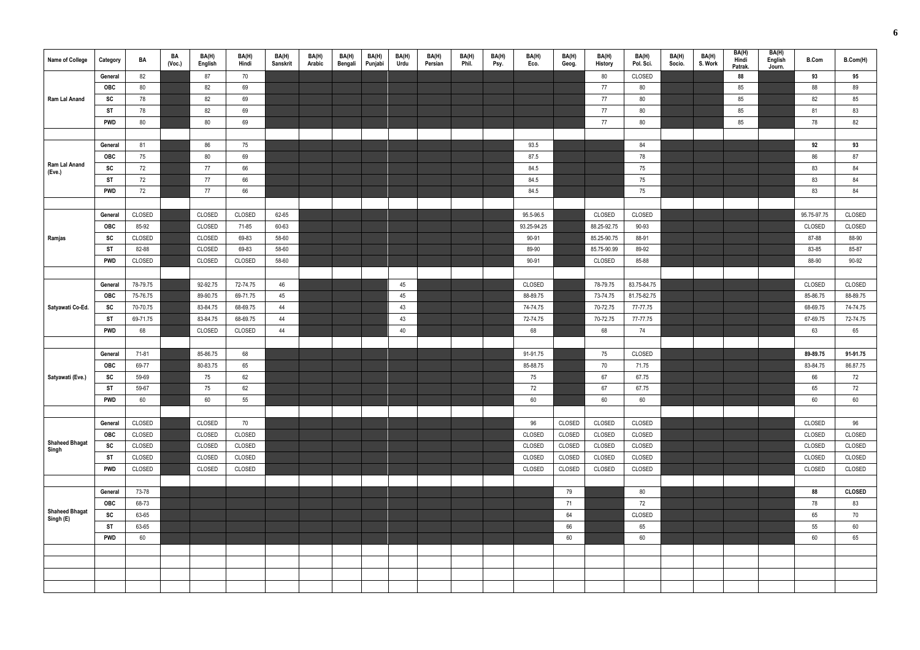| Name of College | Category | BA | BA (Voc.) | BA(H) English | BA(H) Hindi | BA(H) Sanskrit | BA(H) Arabic | BA(H) Bengali | BA(H) Punjabi | BA(H) Urdu | BA(H) Persian | BA(H) Phil. | BA(H) Psy. | BA(H) Eco. | BA(H) Geog. | BA(H) History | BA(H) Pol. Sci. | BA(H) Socio. | BA(H) S. Work | BA(H) Hindi Patrak. | BA(H) English Journ. | B.Com | B.Com(H) |
|---|---|---|---|---|---|---|---|---|---|---|---|---|---|---|---|---|---|---|---|---|---|---|---|
| Ram Lal Anand | General | 82 | | 87 | 70 | | | | | | | | | | | 80 | CLOSED | | | **88** | | **93** | **95** |
| | OBC | 80 | | 82 | 69 | | | | | | | | | | | 77 | 80 | | | 85 | | 88 | 89 |
| | SC | 78 | | 82 | 69 | | | | | | | | | | | 77 | 80 | | | 85 | | 82 | 85 |
| | ST | 78 | | 82 | 69 | | | | | | | | | | | 77 | 80 | | | 85 | | 81 | 83 |
| | PWD | 80 | | 80 | 69 | | | | | | | | | | | 77 | 80 | | | 85 | | 78 | 82 |
| | | | | | | | | | | | | | | | | | | | | | | | |
| Ram Lal Anand (Eve.) | General | 81 | | 86 | 75 | | | | | | | | | 93.5 | | | 84 | | | | | **92** | **93** |
| | OBC | 75 | | 80 | 69 | | | | | | | | | 87.5 | | | 78 | | | | | 86 | 87 |
| | SC | 72 | | 77 | 66 | | | | | | | | | 84.5 | | | 75 | | | | | 83 | 84 |
| | ST | 72 | | 77 | 66 | | | | | | | | | 84.5 | | | 75 | | | | | 83 | 84 |
| | PWD | 72 | | 77 | 66 | | | | | | | | | 84.5 | | | 75 | | | | | 83 | 84 |
| | | | | | | | | | | | | | | | | | | | | | | | |
| Ramjas | General | CLOSED | | CLOSED | CLOSED | 62-65 | | | | | | | | 95.5-96.5 | | CLOSED | CLOSED | | | | | 95.75-97.75 | CLOSED |
| | OBC | 85-92 | | CLOSED | 71-85 | 60-63 | | | | | | | | 93.25-94.25 | | 88.25-92.75 | 90-93 | | | | | CLOSED | CLOSED |
| | SC | CLOSED | | CLOSED | 69-83 | 58-60 | | | | | | | | 90-91 | | 85.25-90.75 | 88-91 | | | | | 87-88 | 88-90 |
| | ST | 82-88 | | CLOSED | 69-83 | 58-60 | | | | | | | | 89-90 | | 85.75-90.99 | 89-92 | | | | | 83-85 | 85-87 |
| | PWD | CLOSED | | CLOSED | CLOSED | 58-60 | | | | | | | | 90-91 | | CLOSED | 85-88 | | | | | 88-90 | 90-92 |
| | | | | | | | | | | | | | | | | | | | | | | | |
| Satyawati Co-Ed. | General | 78-79.75 | | 92-92.75 | 72-74.75 | 46 | | | | 45 | | | | CLOSED | | 78-79.75 | 83.75-84.75 | | | | | CLOSED | CLOSED |
| | OBC | 75-76.75 | | 89-90.75 | 69-71.75 | 45 | | | | 45 | | | | 88-89.75 | | 73-74.75 | 81.75-82.75 | | | | | 85-86.75 | 88-89.75 |
| | SC | 70-70.75 | | 83-84.75 | 68-69.75 | 44 | | | | 43 | | | | 74-74.75 | | 70-72.75 | 77-77.75 | | | | | 68-69.75 | 74-74.75 |
| | ST | 69-71.75 | | 83-84.75 | 68-69.75 | 44 | | | | 43 | | | | 72-74.75 | | 70-72.75 | 77-77.75 | | | | | 67-69.75 | 72-74.75 |
| | PWD | 68 | | CLOSED | CLOSED | 44 | | | | 40 | | | | 68 | | 68 | 74 | | | | | 63 | 65 |
| | | | | | | | | | | | | | | | | | | | | | | | |
| Satyawati (Eve.) | General | 71-81 | | 85-86.75 | 68 | | | | | | | | | 91-91.75 | | 75 | CLOSED | | | | | **89-89.75** | **91-91.75** |
| | OBC | 69-77 | | 80-83.75 | 65 | | | | | | | | | 85-88.75 | | 70 | 71.75 | | | | | 83-84.75 | 86.87.75 |
| | SC | 59-69 | | 75 | 62 | | | | | | | | | 75 | | 67 | 67.75 | | | | | 66 | 72 |
| | ST | 59-67 | | 75 | 62 | | | | | | | | | 72 | | 67 | 67.75 | | | | | 65 | 72 |
| | PWD | 60 | | 60 | 55 | | | | | | | | | 60 | | 60 | 60 | | | | | 60 | 60 |
| | | | | | | | | | | | | | | | | | | | | | | | |
| Shaheed Bhagat Singh | General | CLOSED | | CLOSED | 70 | | | | | | | | | 96 | CLOSED | CLOSED | CLOSED | | | | | CLOSED | 96 |
| | OBC | CLOSED | | CLOSED | CLOSED | | | | | | | | | CLOSED | CLOSED | CLOSED | CLOSED | | | | | CLOSED | CLOSED |
| | SC | CLOSED | | CLOSED | CLOSED | | | | | | | | | CLOSED | CLOSED | CLOSED | CLOSED | | | | | CLOSED | CLOSED |
| | ST | CLOSED | | CLOSED | CLOSED | | | | | | | | | CLOSED | CLOSED | CLOSED | CLOSED | | | | | CLOSED | CLOSED |
| | PWD | CLOSED | | CLOSED | CLOSED | | | | | | | | | CLOSED | CLOSED | CLOSED | CLOSED | | | | | CLOSED | CLOSED |
| | | | | | | | | | | | | | | | | | | | | | | | |
| Shaheed Bhagat Singh (E) | General | 73-78 | | | | | | | | | | | | | 79 | | 80 | | | | | **88** | **CLOSED** |
| | OBC | 68-73 | | | | | | | | | | | | | 71 | | 72 | | | | | 78 | 83 |
| | SC | 63-65 | | | | | | | | | | | | | 64 | | CLOSED | | | | | 65 | 70 |
| | ST | 63-65 | | | | | | | | | | | | | 66 | | 65 | | | | | 55 | 60 |
| | PWD | 60 | | | | | | | | | | | | | 60 | | 60 | | | | | 60 | 65 |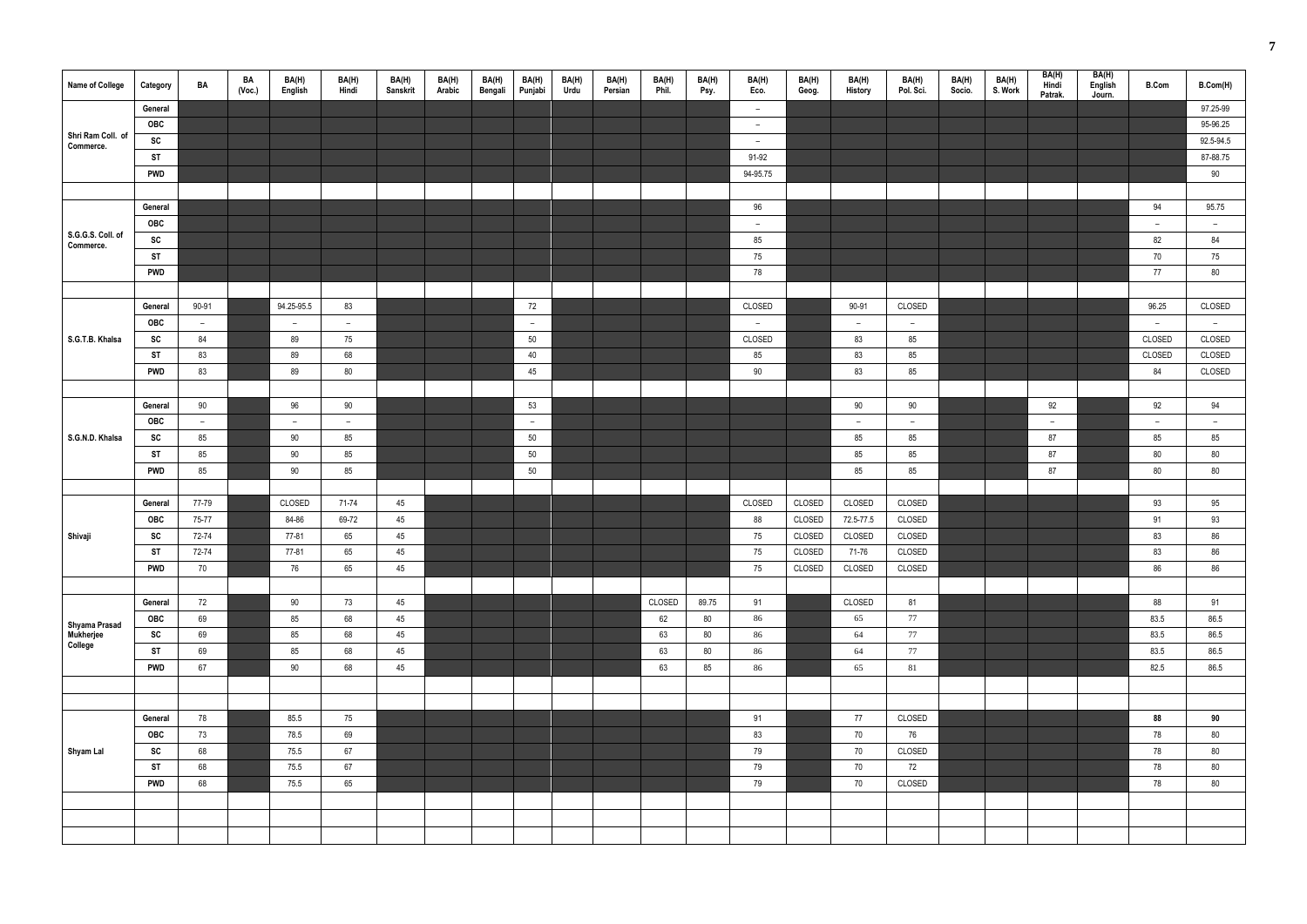| Name of College | Category | BA | BA (Voc.) | BA(H) English | BA(H) Hindi | BA(H) Sanskrit | BA(H) Arabic | BA(H) Bengali | BA(H) Punjabi | BA(H) Urdu | BA(H) Persian | BA(H) Phil. | BA(H) Psy. | BA(H) Eco. | BA(H) Geog. | BA(H) History | BA(H) Pol. Sci. | BA(H) Socio. | BA(H) S. Work | BA(H) Hindi Patrak. | BA(H) English Journ. | B.Com | B.Com(H) |
|---|---|---|---|---|---|---|---|---|---|---|---|---|---|---|---|---|---|---|---|---|---|---|---|
| Shri Ram Coll. of Commerce. | General | | | | | | | | | | | | | – | | | | | | | | | 97.25-99 |
| | OBC | | | | | | | | | | | | | – | | | | | | | | | 95-96.25 |
| | SC | | | | | | | | | | | | | – | | | | | | | | | 92.5-94.5 |
| | ST | | | | | | | | | | | | | 91-92 | | | | | | | | | 87-88.75 |
| | PWD | | | | | | | | | | | | | 94-95.75 | | | | | | | | | 90 |
| S.G.G.S. Coll. of Commerce. | General | | | | | | | | | | | | | 96 | | | | | | | | 94 | 95.75 |
| | OBC | | | | | | | | | | | | | – | | | | | | | | – | – |
| | SC | | | | | | | | | | | | | 85 | | | | | | | | 82 | 84 |
| | ST | | | | | | | | | | | | | 75 | | | | | | | | 70 | 75 |
| | PWD | | | | | | | | | | | | | 78 | | | | | | | | 77 | 80 |
| S.G.T.B. Khalsa | General | 90-91 | | 94.25-95.5 | 83 | | | | 72 | | | | | CLOSED | | 90-91 | CLOSED | | | | | 96.25 | CLOSED |
| | OBC | – | | – | – | | | | – | | | | | – | | – | – | | | | | – | – |
| | SC | 84 | | 89 | 75 | | | | 50 | | | | | CLOSED | | 83 | 85 | | | | | CLOSED | CLOSED |
| | ST | 83 | | 89 | 68 | | | | 40 | | | | | 85 | | 83 | 85 | | | | | CLOSED | CLOSED |
| | PWD | 83 | | 89 | 80 | | | | 45 | | | | | 90 | | 83 | 85 | | | | | 84 | CLOSED |
| S.G.N.D. Khalsa | General | 90 | | 96 | 90 | | | | 53 | | | | | | | 90 | 90 | | | 92 | | 92 | 94 |
| | OBC | – | | – | – | | | | – | | | | | | | – | – | | | – | | – | – |
| | SC | 85 | | 90 | 85 | | | | 50 | | | | | | | 85 | 85 | | | 87 | | 85 | 85 |
| | ST | 85 | | 90 | 85 | | | | 50 | | | | | | | 85 | 85 | | | 87 | | 80 | 80 |
| | PWD | 85 | | 90 | 85 | | | | 50 | | | | | | | 85 | 85 | | | 87 | | 80 | 80 |
| Shivaji | General | 77-79 | | CLOSED | 71-74 | 45 | | | | | | | | CLOSED | CLOSED | CLOSED | CLOSED | | | | | 93 | 95 |
| | OBC | 75-77 | | 84-86 | 69-72 | 45 | | | | | | | | 88 | CLOSED | 72.5-77.5 | CLOSED | | | | | 91 | 93 |
| | SC | 72-74 | | 77-81 | 65 | 45 | | | | | | | | 75 | CLOSED | CLOSED | CLOSED | | | | | 83 | 86 |
| | ST | 72-74 | | 77-81 | 65 | 45 | | | | | | | | 75 | CLOSED | 71-76 | CLOSED | | | | | 83 | 86 |
| | PWD | 70 | | 76 | 65 | 45 | | | | | | | | 75 | CLOSED | CLOSED | CLOSED | | | | | 86 | 86 |
| Shyama Prasad Mukherjee College | General | 72 | | 90 | 73 | 45 | | | | | | CLOSED | 89.75 | 91 | | CLOSED | 81 | | | | | 88 | 91 |
| | OBC | 69 | | 85 | 68 | 45 | | | | | | 62 | 80 | 86 | | 65 | 77 | | | | | 83.5 | 86.5 |
| | SC | 69 | | 85 | 68 | 45 | | | | | | 63 | 80 | 86 | | 64 | 77 | | | | | 83.5 | 86.5 |
| | ST | 69 | | 85 | 68 | 45 | | | | | | 63 | 80 | 86 | | 64 | 77 | | | | | 83.5 | 86.5 |
| | PWD | 67 | | 90 | 68 | 45 | | | | | | 63 | 85 | 86 | | 65 | 81 | | | | | 82.5 | 86.5 |
| Shyam Lal | General | 78 | | 85.5 | 75 | | | | | | | | | 91 | | 77 | CLOSED | | | | | **88** | **90** |
| | OBC | 73 | | 78.5 | 69 | | | | | | | | | 83 | | 70 | 76 | | | | | 78 | 80 |
| | SC | 68 | | 75.5 | 67 | | | | | | | | | 79 | | 70 | CLOSED | | | | | 78 | 80 |
| | ST | 68 | | 75.5 | 67 | | | | | | | | | 79 | | 70 | 72 | | | | | 78 | 80 |
| | PWD | 68 | | 75.5 | 65 | | | | | | | | | 79 | | 70 | CLOSED | | | | | 78 | 80 |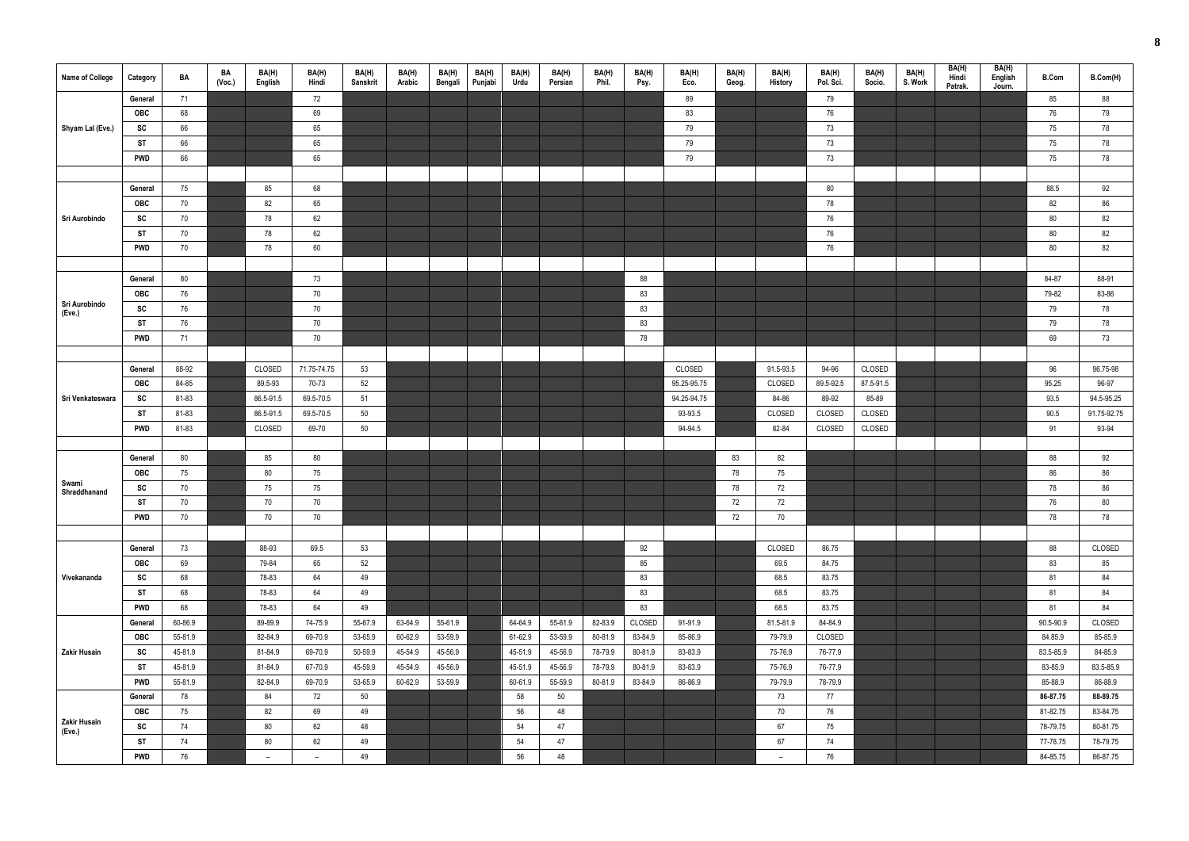| Name of College | Category | BA | BA (Voc.) | BA(H) English | BA(H) Hindi | BA(H) Sanskrit | BA(H) Arabic | BA(H) Bengali | BA(H) Punjabi | BA(H) Urdu | BA(H) Persian | BA(H) Phil. | BA(H) Psy. | BA(H) Eco. | BA(H) Geog. | BA(H) History | BA(H) Pol. Sci. | BA(H) Socio. | BA(H) S. Work | BA(H) Hindi Patrak. | BA(H) English Journ. | B.Com | B.Com(H) |
|---|---|---|---|---|---|---|---|---|---|---|---|---|---|---|---|---|---|---|---|---|---|---|---|
| Shyam Lal (Eve.) | General | 71 | | | 72 | | | | | | | | | 89 | | | 79 | | | | | 85 | 88 |
| | OBC | 68 | | | 69 | | | | | | | | | 83 | | | 76 | | | | | 76 | 79 |
| | SC | 66 | | | 65 | | | | | | | | | 79 | | | 73 | | | | | 75 | 78 |
| | ST | 66 | | | 65 | | | | | | | | | 79 | | | 73 | | | | | 75 | 78 |
| | PWD | 66 | | | 65 | | | | | | | | | 79 | | | 73 | | | | | 75 | 78 |
| Sri Aurobindo | General | 75 | | 85 | 68 | | | | | | | | | | | | 80 | | | | | 88.5 | 92 |
| | OBC | 70 | | 82 | 65 | | | | | | | | | | | | 78 | | | | | 82 | 86 |
| | SC | 70 | | 78 | 62 | | | | | | | | | | | | 76 | | | | | 80 | 82 |
| | ST | 70 | | 78 | 62 | | | | | | | | | | | | 76 | | | | | 80 | 82 |
| | PWD | 70 | | 78 | 60 | | | | | | | | | | | | 76 | | | | | 80 | 82 |
| Sri Aurobindo (Eve.) | General | 80 | | | 73 | | | | | | | | 88 | | | | | | | | | 84-87 | 88-91 |
| | OBC | 76 | | | 70 | | | | | | | | 83 | | | | | | | | | 79-82 | 83-86 |
| | SC | 76 | | | 70 | | | | | | | | 83 | | | | | | | | | 79 | 78 |
| | ST | 76 | | | 70 | | | | | | | | 83 | | | | | | | | | 79 | 78 |
| | PWD | 71 | | | 70 | | | | | | | | 78 | | | | | | | | | 69 | 73 |
| Sri Venkateswara | General | 88-92 | | CLOSED | 71.75-74.75 | 53 | | | | | | | | CLOSED | | 91.5-93.5 | 94-96 | CLOSED | | | | 96 | 96.75-98 |
| | OBC | 84-85 | | 89.5-93 | 70-73 | 52 | | | | | | | | 95.25-95.75 | | CLOSED | 89.5-92.5 | 87.5-91.5 | | | | 95.25 | 96-97 |
| | SC | 81-83 | | 86.5-91.5 | 69.5-70.5 | 51 | | | | | | | | 94.25-94.75 | | 84-86 | 89-92 | 85-89 | | | | 93.5 | 94.5-95.25 |
| | ST | 81-83 | | 86.5-91.5 | 69.5-70.5 | 50 | | | | | | | | 93-93.5 | | CLOSED | CLOSED | CLOSED | | | | 90.5 | 91.75-92.75 |
| | PWD | 81-83 | | CLOSED | 69-70 | 50 | | | | | | | | 94-94.5 | | 82-84 | CLOSED | CLOSED | | | | 91 | 93-94 |
| Swami Shraddhanand | General | 80 | | 85 | 80 | | | | | | | | | | 83 | 82 | | | | | | 88 | 92 |
| | OBC | 75 | | 80 | 75 | | | | | | | | | | 78 | 75 | | | | | | 86 | 86 |
| | SC | 70 | | 75 | 75 | | | | | | | | | | 78 | 72 | | | | | | 78 | 86 |
| | ST | 70 | | 70 | 70 | | | | | | | | | | 72 | 72 | | | | | | 76 | 80 |
| | PWD | 70 | | 70 | 70 | | | | | | | | | | 72 | 70 | | | | | | 78 | 78 |
| Vivekananda | General | 73 | | 88-93 | 69.5 | 53 | | | | | | | 92 | | | CLOSED | 86.75 | | | | | 88 | CLOSED |
| | OBC | 69 | | 79-84 | 65 | 52 | | | | | | | 85 | | | 69.5 | 84.75 | | | | | 83 | 85 |
| | SC | 68 | | 78-83 | 64 | 49 | | | | | | | 83 | | | 68.5 | 83.75 | | | | | 81 | 84 |
| | ST | 68 | | 78-83 | 64 | 49 | | | | | | | 83 | | | 68.5 | 83.75 | | | | | 81 | 84 |
| | PWD | 68 | | 78-83 | 64 | 49 | | | | | | | 83 | | | 68.5 | 83.75 | | | | | 81 | 84 |
| Zakir Husain | General | 60-86.9 | | 89-89.9 | 74-75.9 | 55-67.9 | 63-64.9 | 55-61.9 | | 64-64.9 | 55-61.9 | 82-83.9 | CLOSED | 91-91.9 | | 81.5-81.9 | 84-84.9 | | | | | 90.5-90.9 | CLOSED |
| | OBC | 55-81.9 | | 82-84.9 | 69-70.9 | 53-65.9 | 60-62.9 | 53-59.9 | | 61-62.9 | 53-59.9 | 80-81.9 | 83-84.9 | 85-86.9 | | 79-79.9 | CLOSED | | | | | 84.85.9 | 85-85.9 |
| | SC | 45-81.9 | | 81-84.9 | 69-70.9 | 50-59.9 | 45-54.9 | 45-56.9 | | 45-51.9 | 45-56.9 | 78-79.9 | 80-81.9 | 83-83.9 | | 75-76.9 | 76-77.9 | | | | | 83.5-85.9 | 84-85.9 |
| | ST | 45-81.9 | | 81-84.9 | 67-70.9 | 45-59.9 | 45-54.9 | 45-56.9 | | 45-51.9 | 45-56.9 | 78-79.9 | 80-81.9 | 83-83.9 | | 75-76.9 | 76-77.9 | | | | | 83-85.9 | 83.5-85.9 |
| | PWD | 55-81.9 | | 82-84.9 | 69-70.9 | 53-65.9 | 60-62.9 | 53-59.9 | | 60-61.9 | 55-59.9 | 80-81.9 | 83-84.9 | 86-86.9 | | 79-79.9 | 78-79.9 | | | | | 85-88.9 | 86-88.9 |
| Zakir Husain (Eve.) | General | 78 | | 84 | 72 | 50 | | | | 58 | 50 | | | | | 73 | 77 | | | | | **86-87.75** | **88-89.75** |
| | OBC | 75 | | 82 | 69 | 49 | | | | 56 | 48 | | | | | 70 | 76 | | | | | 81-82.75 | 83-84.75 |
| | SC | 74 | | 80 | 62 | 48 | | | | 54 | 47 | | | | | 67 | 75 | | | | | 78-79.75 | 80-81.75 |
| | ST | 74 | | 80 | 62 | 49 | | | | 54 | 47 | | | | | 67 | 74 | | | | | 77-78.75 | 78-79.75 |
| | PWD | 76 | | – | – | 49 | | | | 56 | 48 | | | | | – | 76 | | | | | 84-85.75 | 86-87.75 |